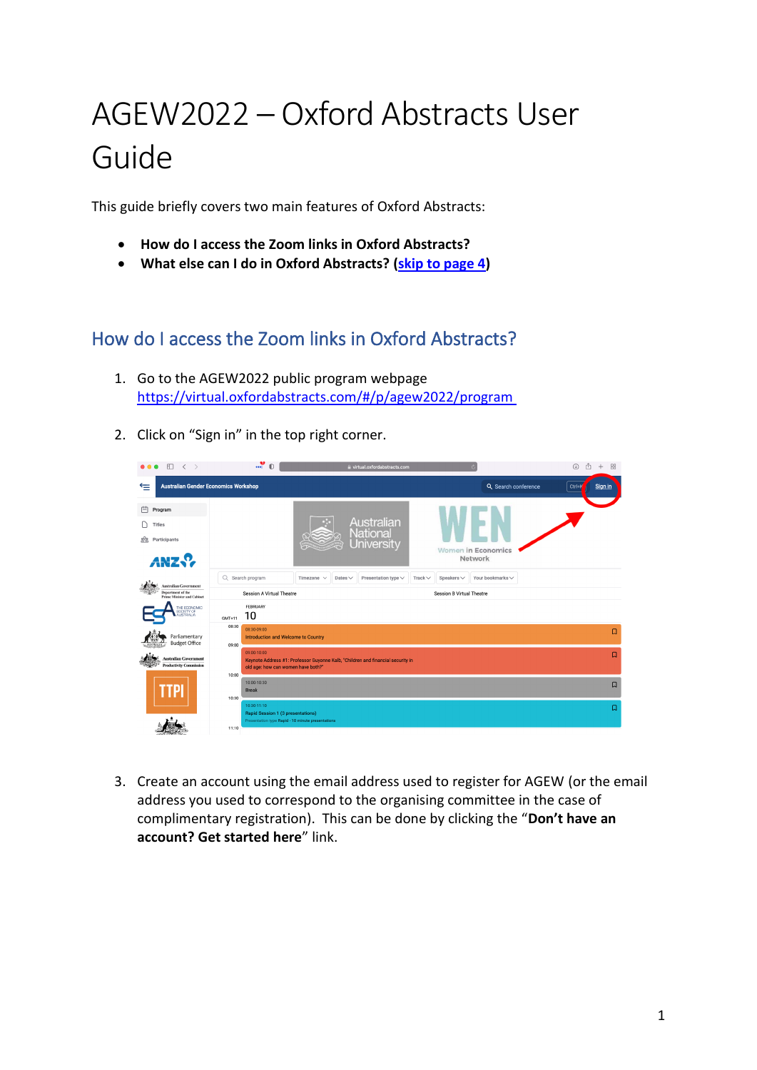# AGEW2022 – Oxford Abstracts User Guide

This guide briefly covers two main features of Oxford Abstracts:

- **How do I access the Zoom links in Oxford Abstracts?**
- **What else can I do in Oxford Abstracts? (skip to page 4)**

## How do I access the Zoom links in Oxford Abstracts?

1. Go to the AGEW2022 public program webpage https://virtual.oxfordabstracts.com/#/p/agew2022/program
2. Click on "Sign in" in the top right corner.
3. Create an account using the email address used to register for AGEW (or the email address you used to correspond to the organising committee in the case of complimentary registration). This can be done by clicking the "**Don't have an account? Get started here**" link.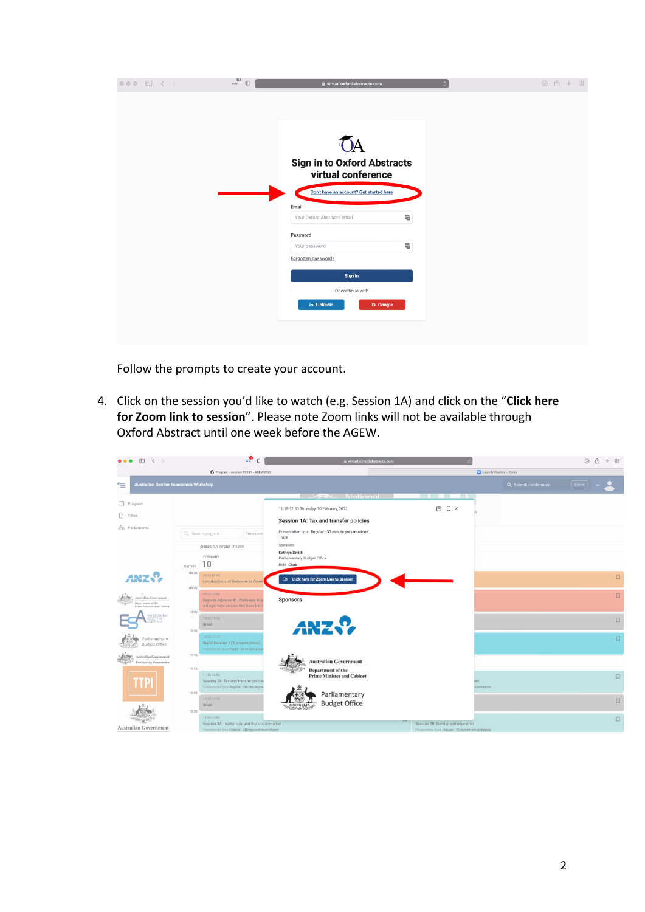Follow the prompts to create your account.

4. Click on the session you'd like to watch (e.g. Session 1A) and click on the "**Click here for Zoom link to session**". Please note Zoom links will not be available through Oxford Abstract until one week before the AGEW.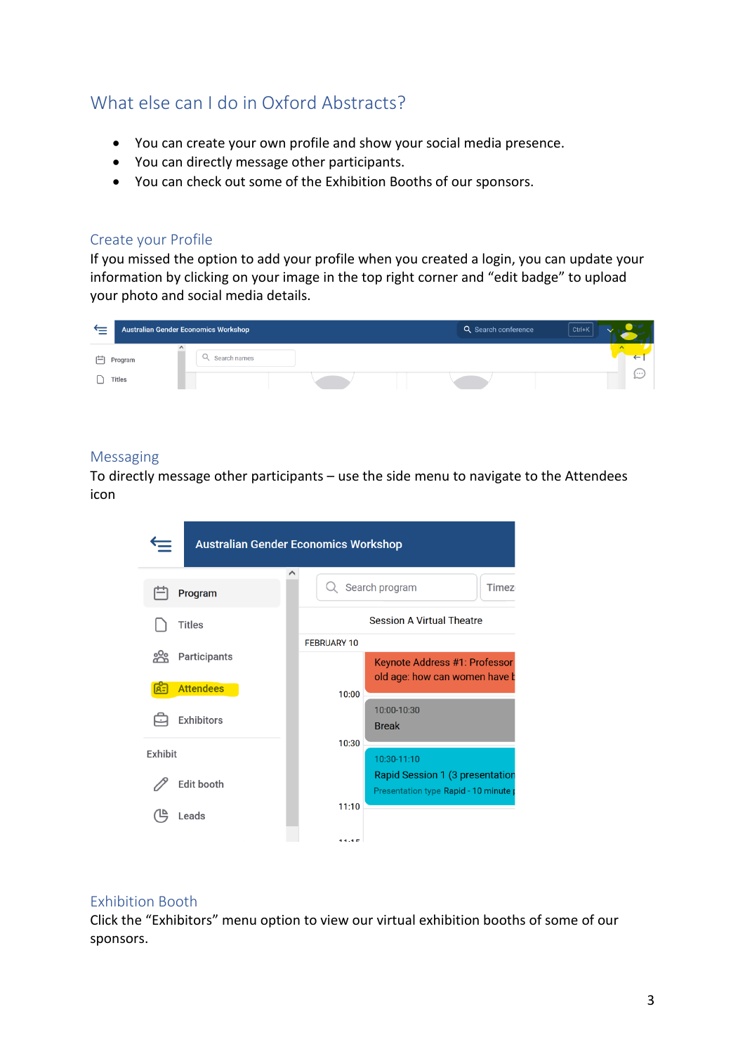## What else can I do in Oxford Abstracts?

- You can create your own profile and show your social media presence.
- You can directly message other participants.
- You can check out some of the Exhibition Booths of our sponsors.

### Create your Profile

If you missed the option to add your profile when you created a login, you can update your information by clicking on your image in the top right corner and "edit badge" to upload your photo and social media details.

### Messaging

To directly message other participants – use the side menu to navigate to the Attendees icon

### Exhibition Booth

Click the "Exhibitors" menu option to view our virtual exhibition booths of some of our sponsors.